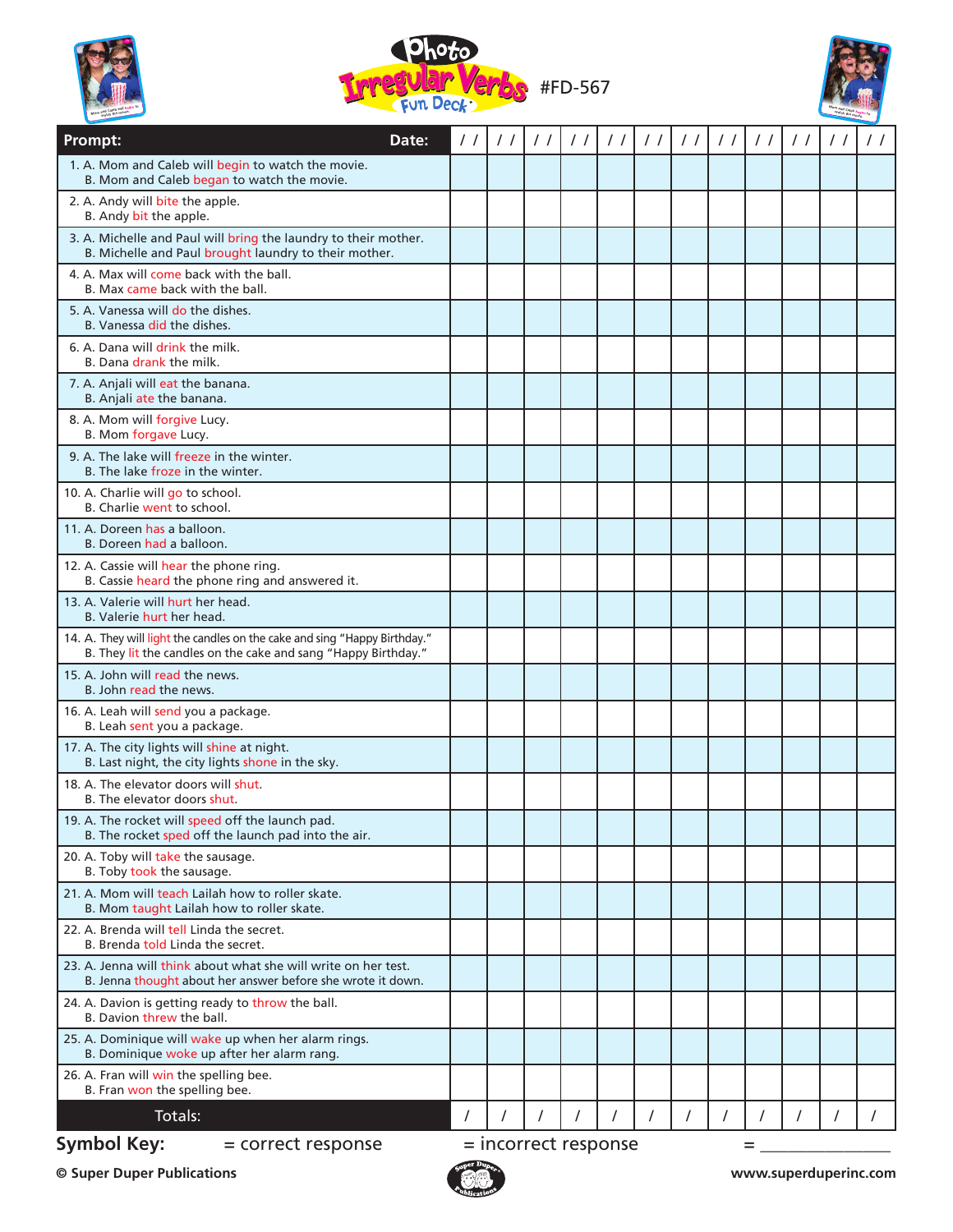# Photo Irregular Verbs Fun Deck #FD-567

| Prompt: Date: | / / | / / | / / | / / | / / | / / | / / | / / | / / | / / | / / | / / |
|---|---|---|---|---|---|---|---|---|---|---|---|---|
| 1. A. Mom and Caleb will begin to watch the movie.<br>B. Mom and Caleb began to watch the movie. | | | | | | | | | | | | |
| 2. A. Andy will bite the apple.<br>B. Andy bit the apple. | | | | | | | | | | | | |
| 3. A. Michelle and Paul will bring the laundry to their mother.<br>B. Michelle and Paul brought laundry to their mother. | | | | | | | | | | | | |
| 4. A. Max will come back with the ball.<br>B. Max came back with the ball. | | | | | | | | | | | | |
| 5. A. Vanessa will do the dishes.<br>B. Vanessa did the dishes. | | | | | | | | | | | | |
| 6. A. Dana will drink the milk.<br>B. Dana drank the milk. | | | | | | | | | | | | |
| 7. A. Anjali will eat the banana.<br>B. Anjali ate the banana. | | | | | | | | | | | | |
| 8. A. Mom will forgive Lucy.<br>B. Mom forgave Lucy. | | | | | | | | | | | | |
| 9. A. The lake will freeze in the winter.<br>B. The lake froze in the winter. | | | | | | | | | | | | |
| 10. A. Charlie will go to school.<br>B. Charlie went to school. | | | | | | | | | | | | |
| 11. A. Doreen has a balloon.<br>B. Doreen had a balloon. | | | | | | | | | | | | |
| 12. A. Cassie will hear the phone ring.<br>B. Cassie heard the phone ring and answered it. | | | | | | | | | | | | |
| 13. A. Valerie will hurt her head.<br>B. Valerie hurt her head. | | | | | | | | | | | | |
| 14. A. They will light the candles on the cake and sing "Happy Birthday."<br>B. They lit the candles on the cake and sang "Happy Birthday." | | | | | | | | | | | | |
| 15. A. John will read the news.<br>B. John read the news. | | | | | | | | | | | | |
| 16. A. Leah will send you a package.<br>B. Leah sent you a package. | | | | | | | | | | | | |
| 17. A. The city lights will shine at night.<br>B. Last night, the city lights shone in the sky. | | | | | | | | | | | | |
| 18. A. The elevator doors will shut.<br>B. The elevator doors shut. | | | | | | | | | | | | |
| 19. A. The rocket will speed off the launch pad.<br>B. The rocket sped off the launch pad into the air. | | | | | | | | | | | | |
| 20. A. Toby will take the sausage.<br>B. Toby took the sausage. | | | | | | | | | | | | |
| 21. A. Mom will teach Lailah how to roller skate.<br>B. Mom taught Lailah how to roller skate. | | | | | | | | | | | | |
| 22. A. Brenda will tell Linda the secret.<br>B. Brenda told Linda the secret. | | | | | | | | | | | | |
| 23. A. Jenna will think about what she will write on her test.<br>B. Jenna thought about her answer before she wrote it down. | | | | | | | | | | | | |
| 24. A. Davion is getting ready to throw the ball.<br>B. Davion threw the ball. | | | | | | | | | | | | |
| 25. A. Dominique will wake up when her alarm rings.<br>B. Dominique woke up after her alarm rang. | | | | | | | | | | | | |
| 26. A. Fran will win the spelling bee.<br>B. Fran won the spelling bee. | | | | | | | | | | | | |
| Totals: | / | / | / | / | / | / | / | / | / | / | / | / |

**Symbol Key:** = correct response = incorrect response = _______________

© Super Duper Publications www.superduperinc.com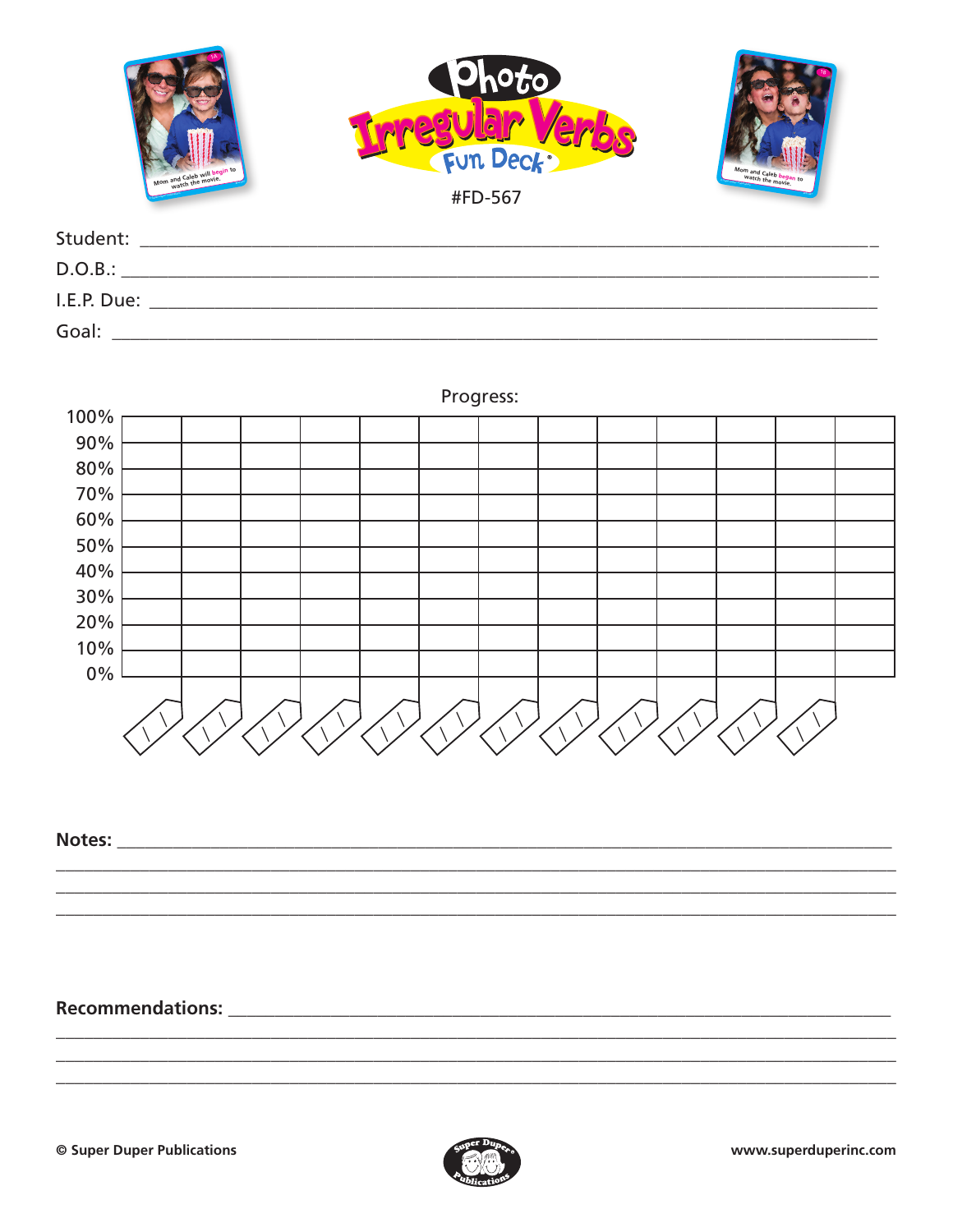# Photo Irregular Verbs Fun Deck®

#FD-567

Student: ___________________________________________

D.O.B.: ___________________________________________

I.E.P. Due: ___________________________________________

Goal: ___________________________________________

Progress:

100%
90%
80%
70%
60%
50%
40%
30%
20%
10%
0%

**Notes:** ___________________________________________

___________________________________________

___________________________________________

___________________________________________

**Recommendations:** ___________________________________________

___________________________________________

___________________________________________

___________________________________________

**© Super Duper Publications**

**www.superduperinc.com**